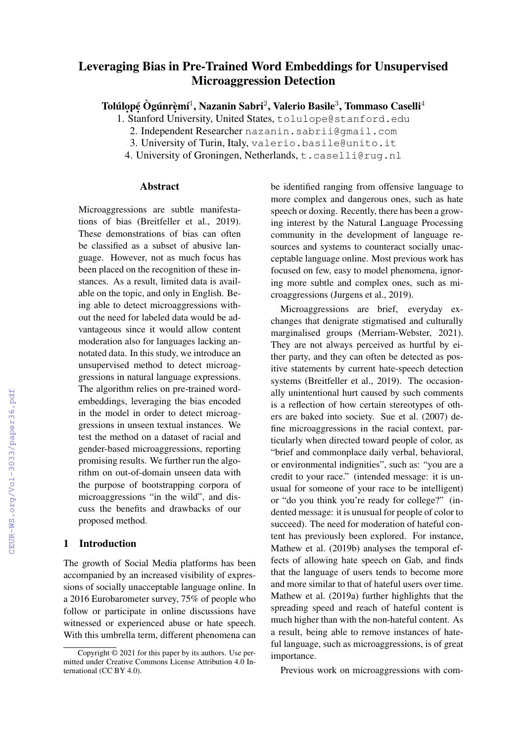# Leveraging Bias in Pre-Trained Word Embeddings for Unsupervised Microaggression Detection

**Tolúlọpẹ́ Ògúnrẹ̀mí**[1], **Nazanin Sabri**[2], **Valerio Basile**[3], **Tommaso Caselli**[4]

1. Stanford University, United States, tolulope@stanford.edu
2. Independent Researcher nazanin.sabrii@gmail.com
3. University of Turin, Italy, valerio.basile@unito.it
4. University of Groningen, Netherlands, t.caselli@rug.nl

## Abstract

Microaggressions are subtle manifestations of bias (Breitfeller et al., 2019). These demonstrations of bias can often be classified as a subset of abusive language. However, not as much focus has been placed on the recognition of these instances. As a result, limited data is available on the topic, and only in English. Being able to detect microaggressions without the need for labeled data would be advantageous since it would allow content moderation also for languages lacking annotated data. In this study, we introduce an unsupervised method to detect microaggressions in natural language expressions. The algorithm relies on pre-trained word-embeddings, leveraging the bias encoded in the model in order to detect microaggressions in unseen textual instances. We test the method on a dataset of racial and gender-based microaggressions, reporting promising results. We further run the algorithm on out-of-domain unseen data with the purpose of bootstrapping corpora of microaggressions "in the wild", and discuss the benefits and drawbacks of our proposed method.

## 1 Introduction

The growth of Social Media platforms has been accompanied by an increased visibility of expressions of socially unacceptable language online. In a 2016 Eurobarometer survey, 75% of people who follow or participate in online discussions have witnessed or experienced abuse or hate speech. With this umbrella term, different phenomena can be identified ranging from offensive language to more complex and dangerous ones, such as hate speech or doxing. Recently, there has been a growing interest by the Natural Language Processing community in the development of language resources and systems to counteract socially unacceptable language online. Most previous work has focused on few, easy to model phenomena, ignoring more subtle and complex ones, such as microaggressions (Jurgens et al., 2019).

Microaggressions are brief, everyday exchanges that denigrate stigmatised and culturally marginalised groups (Merriam-Webster, 2021). They are not always perceived as hurtful by either party, and they can often be detected as positive statements by current hate-speech detection systems (Breitfeller et al., 2019). The occasionally unintentional hurt caused by such comments is a reflection of how certain stereotypes of others are baked into society. Sue et al. (2007) define microaggressions in the racial context, particularly when directed toward people of color, as "brief and commonplace daily verbal, behavioral, or environmental indignities", such as: "you are a credit to your race." (intended message: it is unusual for someone of your race to be intelligent) or "do you think you're ready for college?" (indented message: it is unusual for people of color to succeed). The need for moderation of hateful content has previously been explored. For instance, Mathew et al. (2019b) analyses the temporal effects of allowing hate speech on Gab, and finds that the language of users tends to become more and more similar to that of hateful users over time. Mathew et al. (2019a) further highlights that the spreading speed and reach of hateful content is much higher than with the non-hateful content. As a result, being able to remove instances of hateful language, such as microaggressions, is of great importance.

Previous work on microaggressions with com-

Copyright © 2021 for this paper by its authors. Use permitted under Creative Commons License Attribution 4.0 International (CC BY 4.0).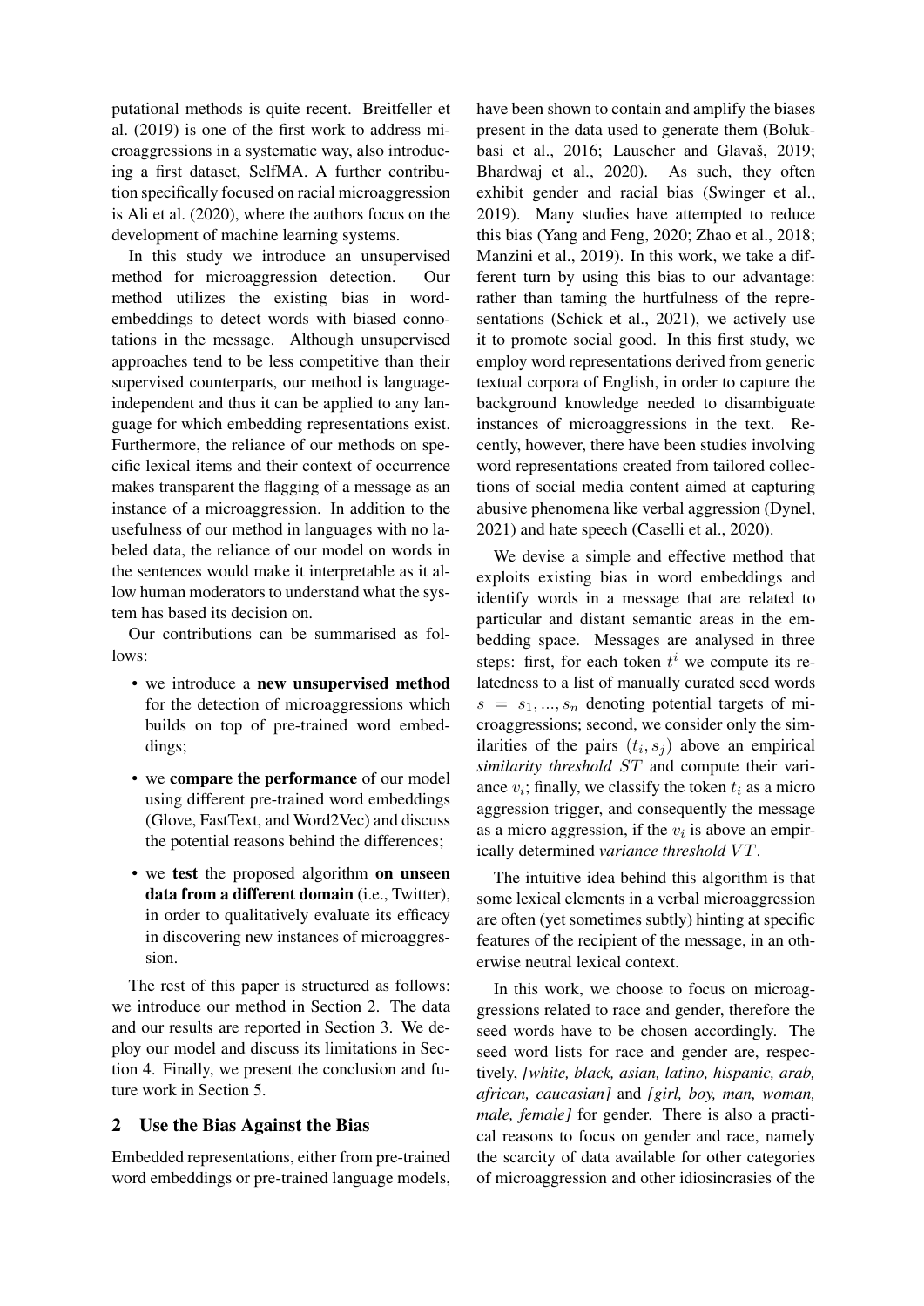putational methods is quite recent. Breitfeller et al. (2019) is one of the first work to address microaggressions in a systematic way, also introducing a first dataset, SelfMA. A further contribution specifically focused on racial microaggression is Ali et al. (2020), where the authors focus on the development of machine learning systems.

In this study we introduce an unsupervised method for microaggression detection. Our method utilizes the existing bias in word-embeddings to detect words with biased connotations in the message. Although unsupervised approaches tend to be less competitive than their supervised counterparts, our method is language-independent and thus it can be applied to any language for which embedding representations exist. Furthermore, the reliance of our methods on specific lexical items and their context of occurrence makes transparent the flagging of a message as an instance of a microaggression. In addition to the usefulness of our method in languages with no labeled data, the reliance of our model on words in the sentences would make it interpretable as it allow human moderators to understand what the system has based its decision on.

Our contributions can be summarised as follows:

- we introduce a **new unsupervised method** for the detection of microaggressions which builds on top of pre-trained word embeddings;
- we **compare the performance** of our model using different pre-trained word embeddings (Glove, FastText, and Word2Vec) and discuss the potential reasons behind the differences;
- we **test** the proposed algorithm **on unseen data from a different domain** (i.e., Twitter), in order to qualitatively evaluate its efficacy in discovering new instances of microaggression.

The rest of this paper is structured as follows: we introduce our method in Section 2. The data and our results are reported in Section 3. We deploy our model and discuss its limitations in Section 4. Finally, we present the conclusion and future work in Section 5.

## 2 Use the Bias Against the Bias

Embedded representations, either from pre-trained word embeddings or pre-trained language models, have been shown to contain and amplify the biases present in the data used to generate them (Bolukbasi et al., 2016; Lauscher and Glavaš, 2019; Bhardwaj et al., 2020). As such, they often exhibit gender and racial bias (Swinger et al., 2019). Many studies have attempted to reduce this bias (Yang and Feng, 2020; Zhao et al., 2018; Manzini et al., 2019). In this work, we take a different turn by using this bias to our advantage: rather than taming the hurtfulness of the representations (Schick et al., 2021), we actively use it to promote social good. In this first study, we employ word representations derived from generic textual corpora of English, in order to capture the background knowledge needed to disambiguate instances of microaggressions in the text. Recently, however, there have been studies involving word representations created from tailored collections of social media content aimed at capturing abusive phenomena like verbal aggression (Dynel, 2021) and hate speech (Caselli et al., 2020).

We devise a simple and effective method that exploits existing bias in word embeddings and identify words in a message that are related to particular and distant semantic areas in the embedding space. Messages are analysed in three steps: first, for each token $t^i$ we compute its relatedness to a list of manually curated seed words $s = s_1, ..., s_n$ denoting potential targets of microaggressions; second, we consider only the similarities of the pairs $(t_i, s_j)$ above an empirical *similarity threshold* $ST$ and compute their variance $v_i$; finally, we classify the token $t_i$ as a micro aggression trigger, and consequently the message as a micro aggression, if the $v_i$ is above an empirically determined *variance threshold* $VT$.

The intuitive idea behind this algorithm is that some lexical elements in a verbal microaggression are often (yet sometimes subtly) hinting at specific features of the recipient of the message, in an otherwise neutral lexical context.

In this work, we choose to focus on microaggressions related to race and gender, therefore the seed words have to be chosen accordingly. The seed word lists for race and gender are, respectively, *[white, black, asian, latino, hispanic, arab, african, caucasian]* and *[girl, boy, man, woman, male, female]* for gender. There is also a practical reasons to focus on gender and race, namely the scarcity of data available for other categories of microaggression and other idiosincrasies of the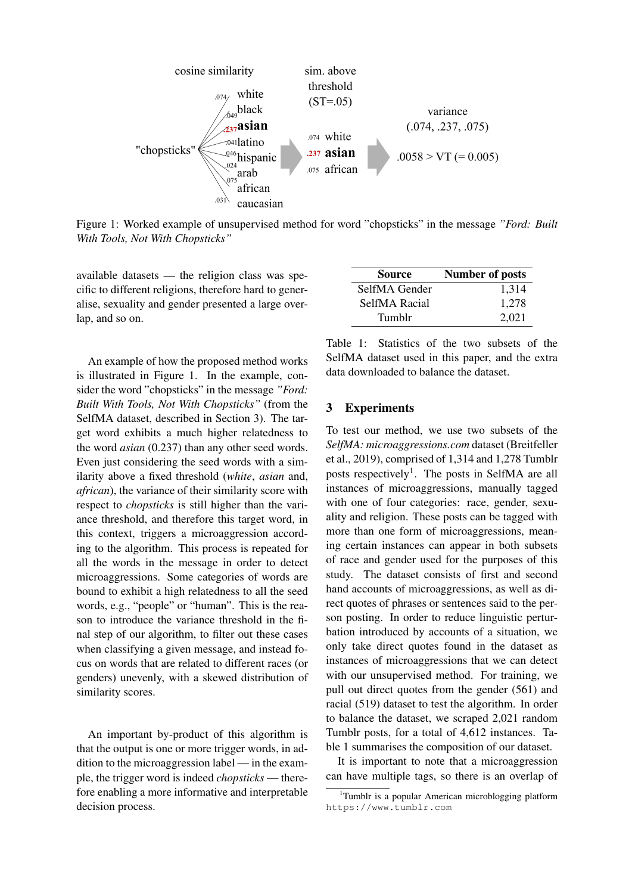Figure 1: Worked example of unsupervised method for word "chopsticks" in the message *"Ford: Built With Tools, Not With Chopsticks"*

available datasets — the religion class was specific to different religions, therefore hard to generalise, sexuality and gender presented a large overlap, and so on.

An example of how the proposed method works is illustrated in Figure 1. In the example, consider the word "chopsticks" in the message *"Ford: Built With Tools, Not With Chopsticks"* (from the SelfMA dataset, described in Section 3). The target word exhibits a much higher relatedness to the word *asian* (0.237) than any other seed words. Even just considering the seed words with a similarity above a fixed threshold (*white*, *asian* and, *african*), the variance of their similarity score with respect to *chopsticks* is still higher than the variance threshold, and therefore this target word, in this context, triggers a microaggression according to the algorithm. This process is repeated for all the words in the message in order to detect microaggressions. Some categories of words are bound to exhibit a high relatedness to all the seed words, e.g., "people" or "human". This is the reason to introduce the variance threshold in the final step of our algorithm, to filter out these cases when classifying a given message, and instead focus on words that are related to different races (or genders) unevenly, with a skewed distribution of similarity scores.

An important by-product of this algorithm is that the output is one or more trigger words, in addition to the microaggression label — in the example, the trigger word is indeed *chopsticks* — therefore enabling a more informative and interpretable decision process.

| Source | Number of posts |
|---|---|
| SelfMA Gender | 1,314 |
| SelfMA Racial | 1,278 |
| Tumblr | 2,021 |

Table 1: Statistics of the two subsets of the SelfMA dataset used in this paper, and the extra data downloaded to balance the dataset.

## 3 Experiments

To test our method, we use two subsets of the *SelfMA: microaggressions.com* dataset (Breitfeller et al., 2019), comprised of 1,314 and 1,278 Tumblr posts respectively[1]. The posts in SelfMA are all instances of microaggressions, manually tagged with one of four categories: race, gender, sexuality and religion. These posts can be tagged with more than one form of microaggressions, meaning certain instances can appear in both subsets of race and gender used for the purposes of this study. The dataset consists of first and second hand accounts of microaggressions, as well as direct quotes of phrases or sentences said to the person posting. In order to reduce linguistic perturbation introduced by accounts of a situation, we only take direct quotes found in the dataset as instances of microaggressions that we can detect with our unsupervised method. For training, we pull out direct quotes from the gender (561) and racial (519) dataset to test the algorithm. In order to balance the dataset, we scraped 2,021 random Tumblr posts, for a total of 4,612 instances. Table 1 summarises the composition of our dataset.

It is important to note that a microaggression can have multiple tags, so there is an overlap of

[1] Tumblr is a popular American microblogging platform `https://www.tumblr.com`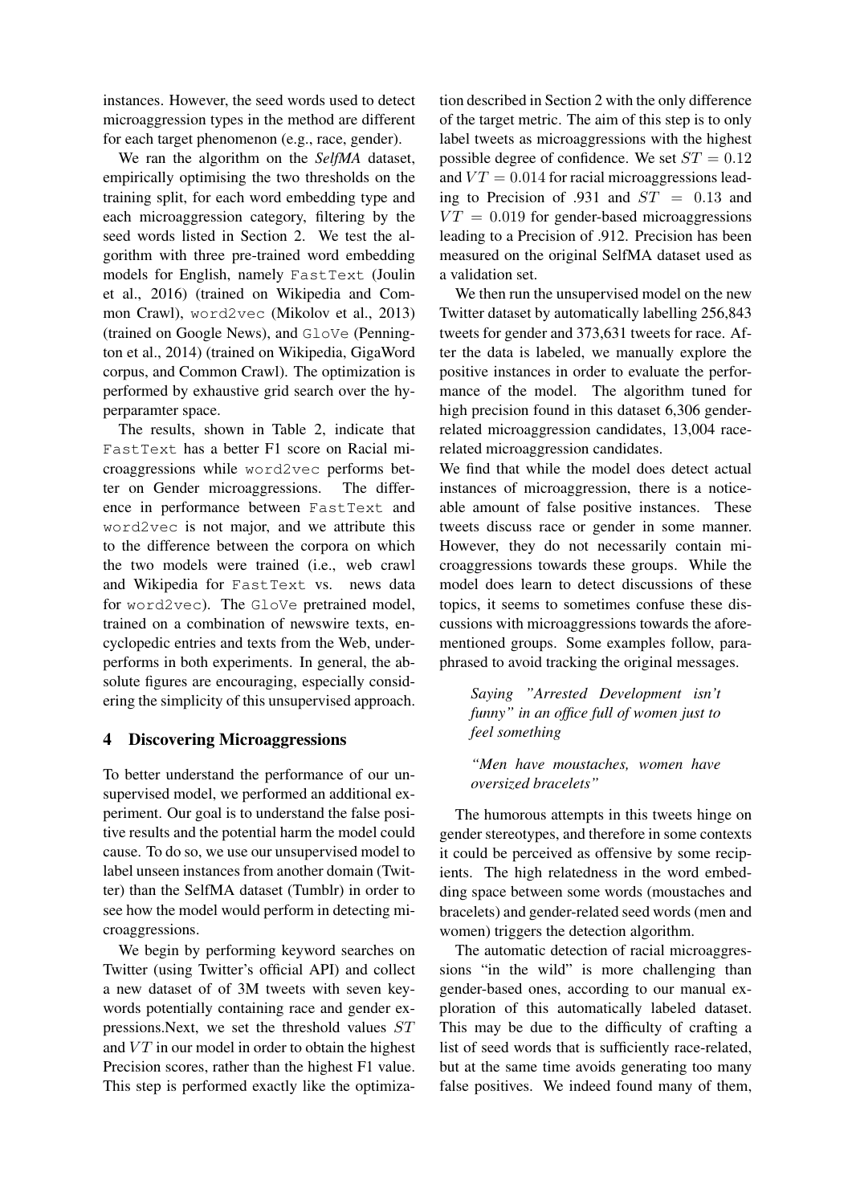instances. However, the seed words used to detect microaggression types in the method are different for each target phenomenon (e.g., race, gender).

We ran the algorithm on the *SelfMA* dataset, empirically optimising the two thresholds on the training split, for each word embedding type and each microaggression category, filtering by the seed words listed in Section 2. We test the algorithm with three pre-trained word embedding models for English, namely `FastText` (Joulin et al., 2016) (trained on Wikipedia and Common Crawl), `word2vec` (Mikolov et al., 2013) (trained on Google News), and `GloVe` (Pennington et al., 2014) (trained on Wikipedia, GigaWord corpus, and Common Crawl). The optimization is performed by exhaustive grid search over the hyperparamter space.

The results, shown in Table 2, indicate that `FastText` has a better F1 score on Racial microaggressions while `word2vec` performs better on Gender microaggressions. The difference in performance between `FastText` and `word2vec` is not major, and we attribute this to the difference between the corpora on which the two models were trained (i.e., web crawl and Wikipedia for `FastText` vs. news data for `word2vec`). The `GloVe` pretrained model, trained on a combination of newswire texts, encyclopedic entries and texts from the Web, underperforms in both experiments. In general, the absolute figures are encouraging, especially considering the simplicity of this unsupervised approach.

## 4 Discovering Microaggressions

To better understand the performance of our unsupervised model, we performed an additional experiment. Our goal is to understand the false positive results and the potential harm the model could cause. To do so, we use our unsupervised model to label unseen instances from another domain (Twitter) than the SelfMA dataset (Tumblr) in order to see how the model would perform in detecting microaggressions.

We begin by performing keyword searches on Twitter (using Twitter's official API) and collect a new dataset of of 3M tweets with seven keywords potentially containing race and gender expressions.Next, we set the threshold values $ST$ and $VT$ in our model in order to obtain the highest Precision scores, rather than the highest F1 value. This step is performed exactly like the optimization described in Section 2 with the only difference of the target metric. The aim of this step is to only label tweets as microaggressions with the highest possible degree of confidence. We set $ST = 0.12$ and $VT = 0.014$ for racial microaggressions leading to Precision of .931 and $ST = 0.13$ and $VT = 0.019$ for gender-based microaggressions leading to a Precision of .912. Precision has been measured on the original SelfMA dataset used as a validation set.

We then run the unsupervised model on the new Twitter dataset by automatically labelling 256,843 tweets for gender and 373,631 tweets for race. After the data is labeled, we manually explore the positive instances in order to evaluate the performance of the model. The algorithm tuned for high precision found in this dataset 6,306 gender-related microaggression candidates, 13,004 race-related microaggression candidates.

We find that while the model does detect actual instances of microaggression, there is a noticeable amount of false positive instances. These tweets discuss race or gender in some manner. However, they do not necessarily contain microaggressions towards these groups. While the model does learn to detect discussions of these topics, it seems to sometimes confuse these discussions with microaggressions towards the aforementioned groups. Some examples follow, paraphrased to avoid tracking the original messages.

> *Saying "Arrested Development isn't funny" in an office full of women just to feel something*

> *"Men have moustaches, women have oversized bracelets"*

The humorous attempts in this tweets hinge on gender stereotypes, and therefore in some contexts it could be perceived as offensive by some recipients. The high relatedness in the word embedding space between some words (moustaches and bracelets) and gender-related seed words (men and women) triggers the detection algorithm.

The automatic detection of racial microaggressions "in the wild" is more challenging than gender-based ones, according to our manual exploration of this automatically labeled dataset. This may be due to the difficulty of crafting a list of seed words that is sufficiently race-related, but at the same time avoids generating too many false positives. We indeed found many of them,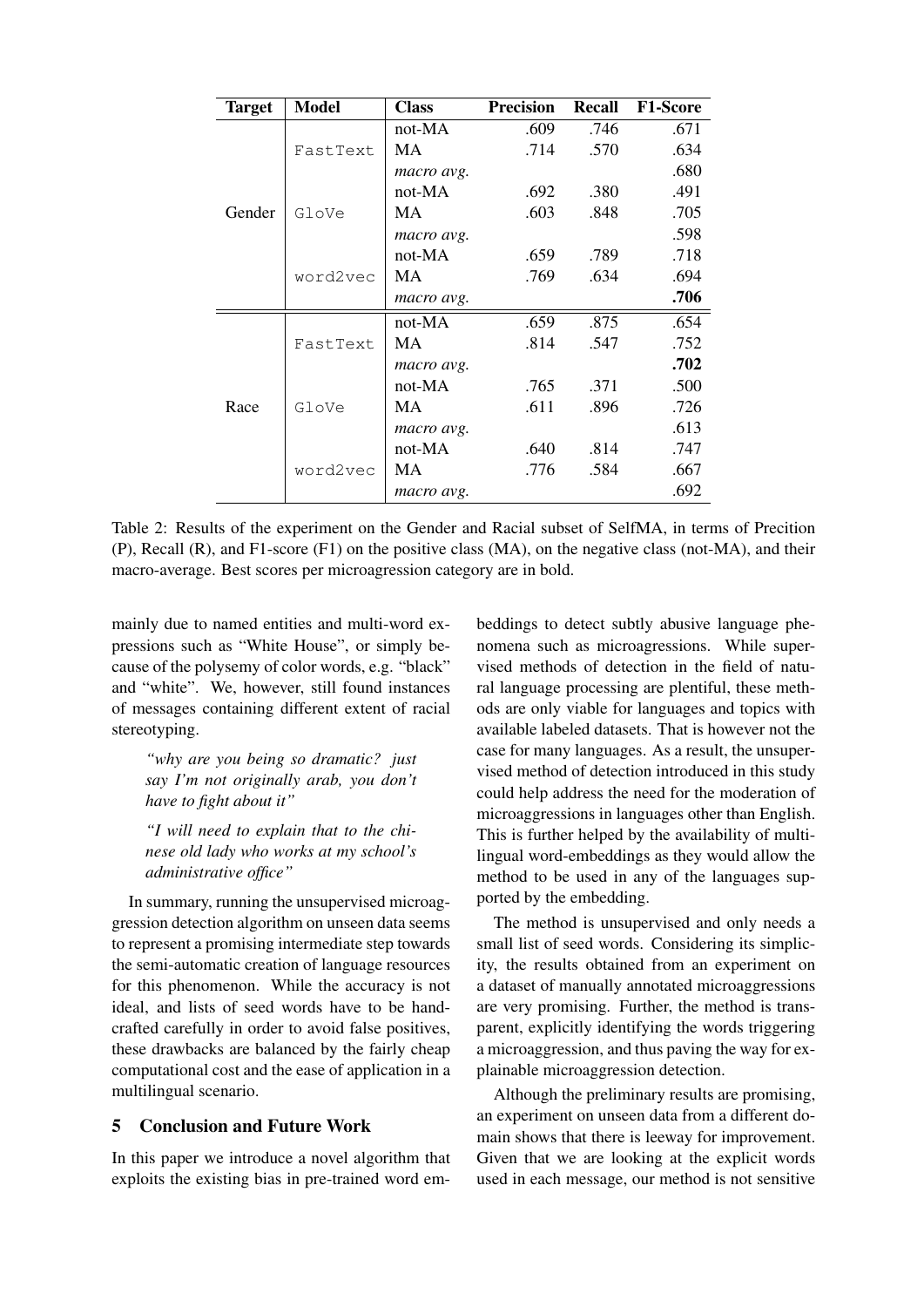| Target | Model | Class | Precision | Recall | F1-Score |
|---|---|---|---|---|---|
| Gender | FastText | not-MA | .609 | .746 | .671 |
| | | MA | .714 | .570 | .634 |
| | | *macro avg.* | | | .680 |
| | GloVe | not-MA | .692 | .380 | .491 |
| | | MA | .603 | .848 | .705 |
| | | *macro avg.* | | | .598 |
| | word2vec | not-MA | .659 | .789 | .718 |
| | | MA | .769 | .634 | .694 |
| | | *macro avg.* | | | **.706** |
| Race | FastText | not-MA | .659 | .875 | .654 |
| | | MA | .814 | .547 | .752 |
| | | *macro avg.* | | | **.702** |
| | GloVe | not-MA | .765 | .371 | .500 |
| | | MA | .611 | .896 | .726 |
| | | *macro avg.* | | | .613 |
| | word2vec | not-MA | .640 | .814 | .747 |
| | | MA | .776 | .584 | .667 |
| | | *macro avg.* | | | .692 |

Table 2: Results of the experiment on the Gender and Racial subset of SelfMA, in terms of Precition (P), Recall (R), and F1-score (F1) on the positive class (MA), on the negative class (not-MA), and their macro-average. Best scores per microaggression category are in bold.

mainly due to named entities and multi-word expressions such as "White House", or simply because of the polysemy of color words, e.g. "black" and "white". We, however, still found instances of messages containing different extent of racial stereotyping.

> *"why are you being so dramatic? just say I'm not originally arab, you don't have to fight about it"*

> *"I will need to explain that to the chinese old lady who works at my school's administrative office"*

In summary, running the unsupervised microaggression detection algorithm on unseen data seems to represent a promising intermediate step towards the semi-automatic creation of language resources for this phenomenon. While the accuracy is not ideal, and lists of seed words have to be handcrafted carefully in order to avoid false positives, these drawbacks are balanced by the fairly cheap computational cost and the ease of application in a multilingual scenario.

## 5 Conclusion and Future Work

In this paper we introduce a novel algorithm that exploits the existing bias in pre-trained word embeddings to detect subtly abusive language phenomena such as microaggressions. While supervised methods of detection in the field of natural language processing are plentiful, these methods are only viable for languages and topics with available labeled datasets. That is however not the case for many languages. As a result, the unsupervised method of detection introduced in this study could help address the need for the moderation of microaggressions in languages other than English. This is further helped by the availability of multilingual word-embeddings as they would allow the method to be used in any of the languages supported by the embedding.

The method is unsupervised and only needs a small list of seed words. Considering its simplicity, the results obtained from an experiment on a dataset of manually annotated microaggressions are very promising. Further, the method is transparent, explicitly identifying the words triggering a microaggression, and thus paving the way for explainable microaggression detection.

Although the preliminary results are promising, an experiment on unseen data from a different domain shows that there is leeway for improvement. Given that we are looking at the explicit words used in each message, our method is not sensitive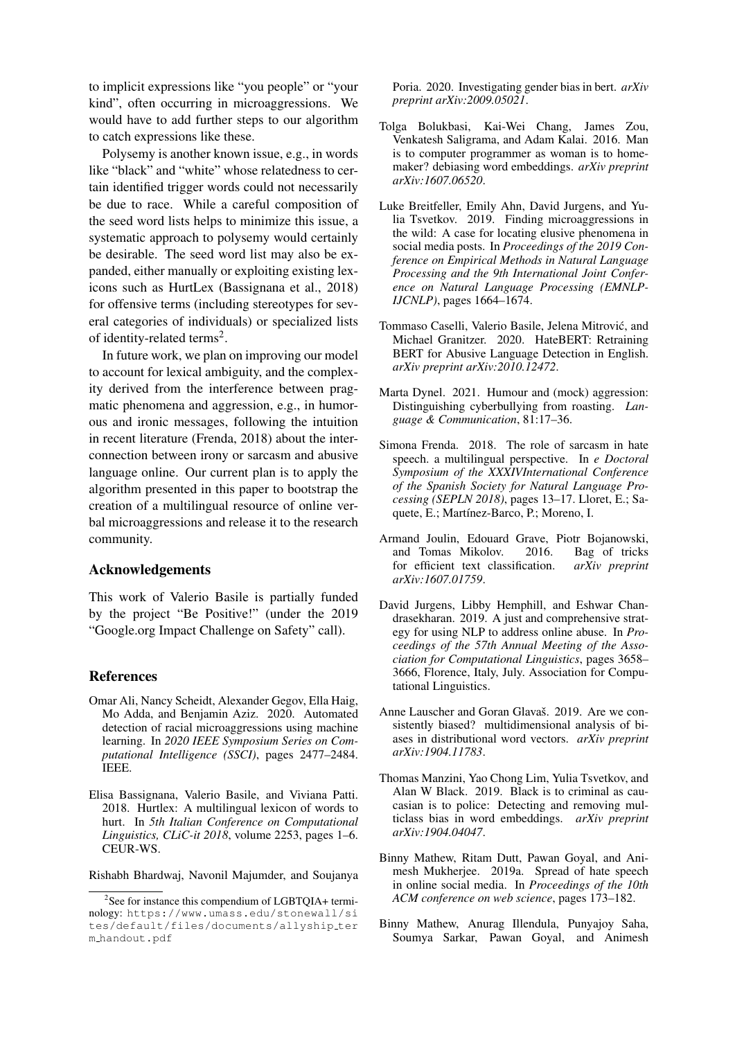to implicit expressions like "you people" or "your kind", often occurring in microaggressions. We would have to add further steps to our algorithm to catch expressions like these.

Polysemy is another known issue, e.g., in words like "black" and "white" whose relatedness to certain identified trigger words could not necessarily be due to race. While a careful composition of the seed word lists helps to minimize this issue, a systematic approach to polysemy would certainly be desirable. The seed word list may also be expanded, either manually or exploiting existing lexicons such as HurtLex (Bassignana et al., 2018) for offensive terms (including stereotypes for several categories of individuals) or specialized lists of identity-related terms[2].

In future work, we plan on improving our model to account for lexical ambiguity, and the complexity derived from the interference between pragmatic phenomena and aggression, e.g., in humorous and ironic messages, following the intuition in recent literature (Frenda, 2018) about the interconnection between irony or sarcasm and abusive language online. Our current plan is to apply the algorithm presented in this paper to bootstrap the creation of a multilingual resource of online verbal microaggressions and release it to the research community.

## Acknowledgements

This work of Valerio Basile is partially funded by the project "Be Positive!" (under the 2019 "Google.org Impact Challenge on Safety" call).

## References

Omar Ali, Nancy Scheidt, Alexander Gegov, Ella Haig, Mo Adda, and Benjamin Aziz. 2020. Automated detection of racial microaggressions using machine learning. In *2020 IEEE Symposium Series on Computational Intelligence (SSCI)*, pages 2477–2484. IEEE.

Elisa Bassignana, Valerio Basile, and Viviana Patti. 2018. Hurtlex: A multilingual lexicon of words to hurt. In *5th Italian Conference on Computational Linguistics, CLiC-it 2018*, volume 2253, pages 1–6. CEUR-WS.

Rishabh Bhardwaj, Navonil Majumder, and Soujanya Poria. 2020. Investigating gender bias in bert. *arXiv preprint arXiv:2009.05021*.

Tolga Bolukbasi, Kai-Wei Chang, James Zou, Venkatesh Saligrama, and Adam Kalai. 2016. Man is to computer programmer as woman is to homemaker? debiasing word embeddings. *arXiv preprint arXiv:1607.06520*.

Luke Breitfeller, Emily Ahn, David Jurgens, and Yulia Tsvetkov. 2019. Finding microaggressions in the wild: A case for locating elusive phenomena in social media posts. In *Proceedings of the 2019 Conference on Empirical Methods in Natural Language Processing and the 9th International Joint Conference on Natural Language Processing (EMNLP-IJCNLP)*, pages 1664–1674.

Tommaso Caselli, Valerio Basile, Jelena Mitrović, and Michael Granitzer. 2020. HateBERT: Retraining BERT for Abusive Language Detection in English. *arXiv preprint arXiv:2010.12472*.

Marta Dynel. 2021. Humour and (mock) aggression: Distinguishing cyberbullying from roasting. *Language & Communication*, 81:17–36.

Simona Frenda. 2018. The role of sarcasm in hate speech. a multilingual perspective. In *e Doctoral Symposium of the XXXIVInternational Conference of the Spanish Society for Natural Language Processing (SEPLN 2018)*, pages 13–17. Lloret, E.; Saquete, E.; Martínez-Barco, P.; Moreno, I.

Armand Joulin, Edouard Grave, Piotr Bojanowski, and Tomas Mikolov. 2016. Bag of tricks for efficient text classification. *arXiv preprint arXiv:1607.01759*.

David Jurgens, Libby Hemphill, and Eshwar Chandrasekharan. 2019. A just and comprehensive strategy for using NLP to address online abuse. In *Proceedings of the 57th Annual Meeting of the Association for Computational Linguistics*, pages 3658–3666, Florence, Italy, July. Association for Computational Linguistics.

Anne Lauscher and Goran Glavaš. 2019. Are we consistently biased? multidimensional analysis of biases in distributional word vectors. *arXiv preprint arXiv:1904.11783*.

Thomas Manzini, Yao Chong Lim, Yulia Tsvetkov, and Alan W Black. 2019. Black is to criminal as caucasian is to police: Detecting and removing multiclass bias in word embeddings. *arXiv preprint arXiv:1904.04047*.

Binny Mathew, Ritam Dutt, Pawan Goyal, and Animesh Mukherjee. 2019a. Spread of hate speech in online social media. In *Proceedings of the 10th ACM conference on web science*, pages 173–182.

Binny Mathew, Anurag Illendula, Punyajoy Saha, Soumya Sarkar, Pawan Goyal, and Animesh

[2] See for instance this compendium of LGBTQIA+ terminology: https://www.umass.edu/stonewall/sites/default/files/documents/allyship_term_handout.pdf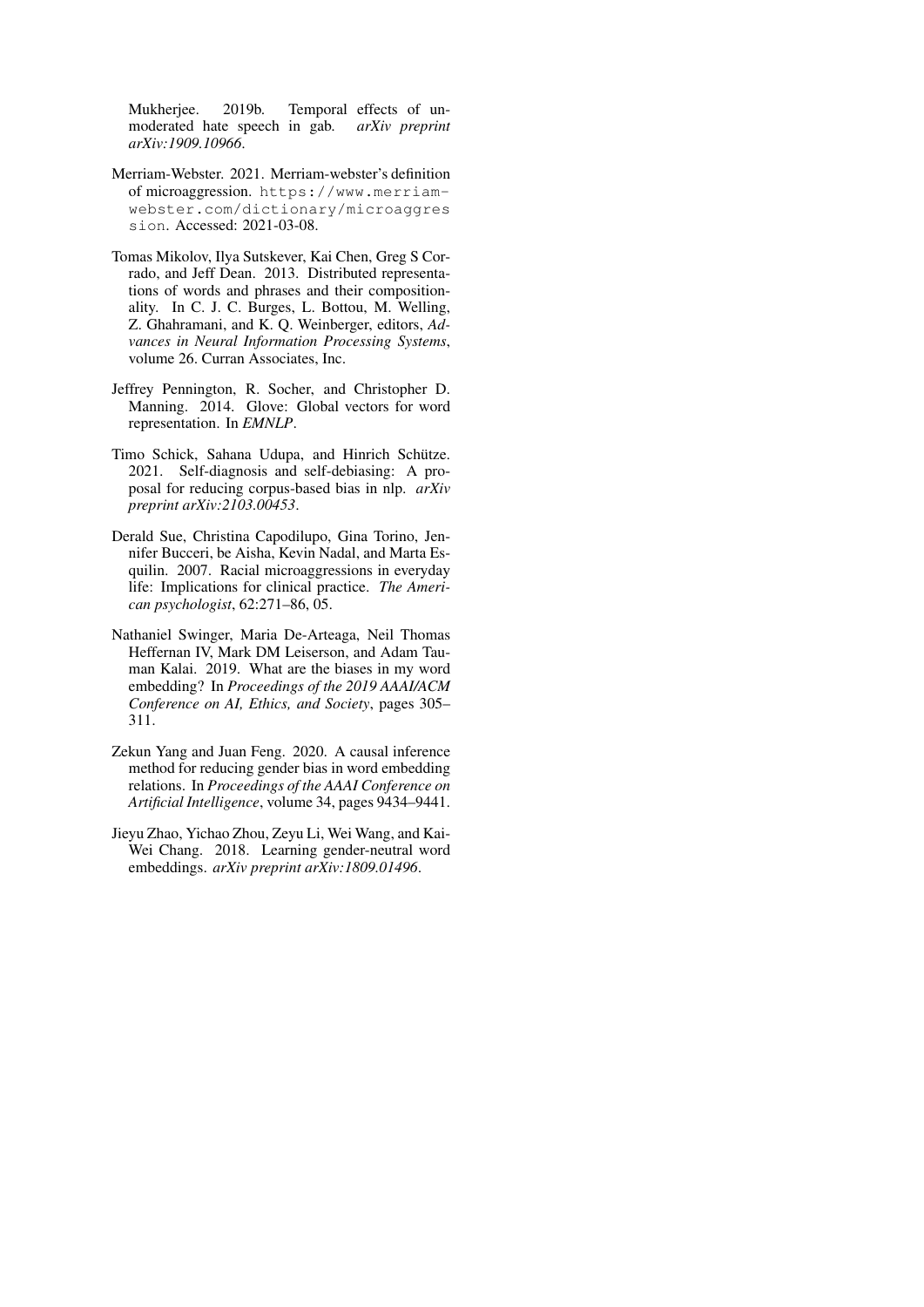Mukherjee. 2019b. Temporal effects of unmoderated hate speech in gab. *arXiv preprint arXiv:1909.10966*.

Merriam-Webster. 2021. Merriam-webster's definition of microaggression. https://www.merriam-webster.com/dictionary/microaggression. Accessed: 2021-03-08.

Tomas Mikolov, Ilya Sutskever, Kai Chen, Greg S Corrado, and Jeff Dean. 2013. Distributed representations of words and phrases and their compositionality. In C. J. C. Burges, L. Bottou, M. Welling, Z. Ghahramani, and K. Q. Weinberger, editors, *Advances in Neural Information Processing Systems*, volume 26. Curran Associates, Inc.

Jeffrey Pennington, R. Socher, and Christopher D. Manning. 2014. Glove: Global vectors for word representation. In *EMNLP*.

Timo Schick, Sahana Udupa, and Hinrich Schütze. 2021. Self-diagnosis and self-debiasing: A proposal for reducing corpus-based bias in nlp. *arXiv preprint arXiv:2103.00453*.

Derald Sue, Christina Capodilupo, Gina Torino, Jennifer Bucceri, be Aisha, Kevin Nadal, and Marta Esquilin. 2007. Racial microaggressions in everyday life: Implications for clinical practice. *The American psychologist*, 62:271–86, 05.

Nathaniel Swinger, Maria De-Arteaga, Neil Thomas Heffernan IV, Mark DM Leiserson, and Adam Tauman Kalai. 2019. What are the biases in my word embedding? In *Proceedings of the 2019 AAAI/ACM Conference on AI, Ethics, and Society*, pages 305–311.

Zekun Yang and Juan Feng. 2020. A causal inference method for reducing gender bias in word embedding relations. In *Proceedings of the AAAI Conference on Artificial Intelligence*, volume 34, pages 9434–9441.

Jieyu Zhao, Yichao Zhou, Zeyu Li, Wei Wang, and Kai-Wei Chang. 2018. Learning gender-neutral word embeddings. *arXiv preprint arXiv:1809.01496*.